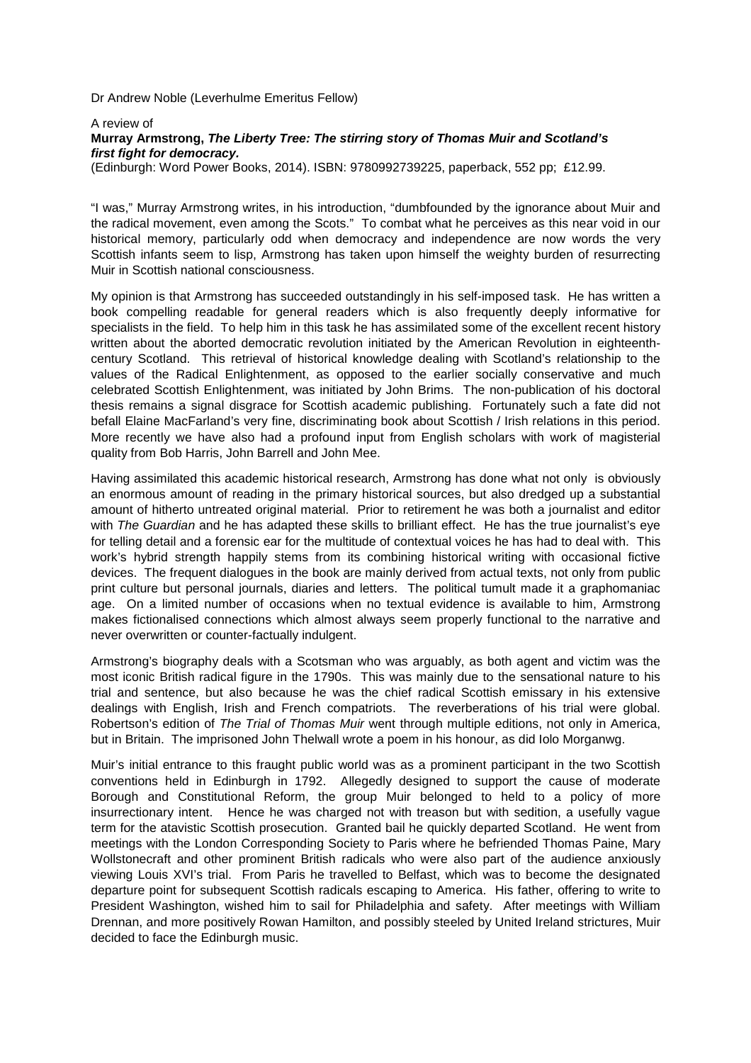Dr Andrew Noble (Leverhulme Emeritus Fellow)

A review of
**Murray Armstrong, *The Liberty Tree: The stirring story of Thomas Muir and Scotland's first fight for democracy.***
(Edinburgh: Word Power Books, 2014). ISBN: 9780992739225, paperback, 552 pp; £12.99.

"I was," Murray Armstrong writes, in his introduction, "dumbfounded by the ignorance about Muir and the radical movement, even among the Scots." To combat what he perceives as this near void in our historical memory, particularly odd when democracy and independence are now words the very Scottish infants seem to lisp, Armstrong has taken upon himself the weighty burden of resurrecting Muir in Scottish national consciousness.

My opinion is that Armstrong has succeeded outstandingly in his self-imposed task. He has written a book compelling readable for general readers which is also frequently deeply informative for specialists in the field. To help him in this task he has assimilated some of the excellent recent history written about the aborted democratic revolution initiated by the American Revolution in eighteenth-century Scotland. This retrieval of historical knowledge dealing with Scotland's relationship to the values of the Radical Enlightenment, as opposed to the earlier socially conservative and much celebrated Scottish Enlightenment, was initiated by John Brims. The non-publication of his doctoral thesis remains a signal disgrace for Scottish academic publishing. Fortunately such a fate did not befall Elaine MacFarland's very fine, discriminating book about Scottish / Irish relations in this period. More recently we have also had a profound input from English scholars with work of magisterial quality from Bob Harris, John Barrell and John Mee.

Having assimilated this academic historical research, Armstrong has done what not only is obviously an enormous amount of reading in the primary historical sources, but also dredged up a substantial amount of hitherto untreated original material. Prior to retirement he was both a journalist and editor with *The Guardian* and he has adapted these skills to brilliant effect. He has the true journalist's eye for telling detail and a forensic ear for the multitude of contextual voices he has had to deal with. This work's hybrid strength happily stems from its combining historical writing with occasional fictive devices. The frequent dialogues in the book are mainly derived from actual texts, not only from public print culture but personal journals, diaries and letters. The political tumult made it a graphomaniac age. On a limited number of occasions when no textual evidence is available to him, Armstrong makes fictionalised connections which almost always seem properly functional to the narrative and never overwritten or counter-factually indulgent.

Armstrong's biography deals with a Scotsman who was arguably, as both agent and victim was the most iconic British radical figure in the 1790s. This was mainly due to the sensational nature to his trial and sentence, but also because he was the chief radical Scottish emissary in his extensive dealings with English, Irish and French compatriots. The reverberations of his trial were global. Robertson's edition of *The Trial of Thomas Muir* went through multiple editions, not only in America, but in Britain. The imprisoned John Thelwall wrote a poem in his honour, as did Iolo Morganwg.

Muir's initial entrance to this fraught public world was as a prominent participant in the two Scottish conventions held in Edinburgh in 1792. Allegedly designed to support the cause of moderate Borough and Constitutional Reform, the group Muir belonged to held to a policy of more insurrectionary intent. Hence he was charged not with treason but with sedition, a usefully vague term for the atavistic Scottish prosecution. Granted bail he quickly departed Scotland. He went from meetings with the London Corresponding Society to Paris where he befriended Thomas Paine, Mary Wollstonecraft and other prominent British radicals who were also part of the audience anxiously viewing Louis XVI's trial. From Paris he travelled to Belfast, which was to become the designated departure point for subsequent Scottish radicals escaping to America. His father, offering to write to President Washington, wished him to sail for Philadelphia and safety. After meetings with William Drennan, and more positively Rowan Hamilton, and possibly steeled by United Ireland strictures, Muir decided to face the Edinburgh music.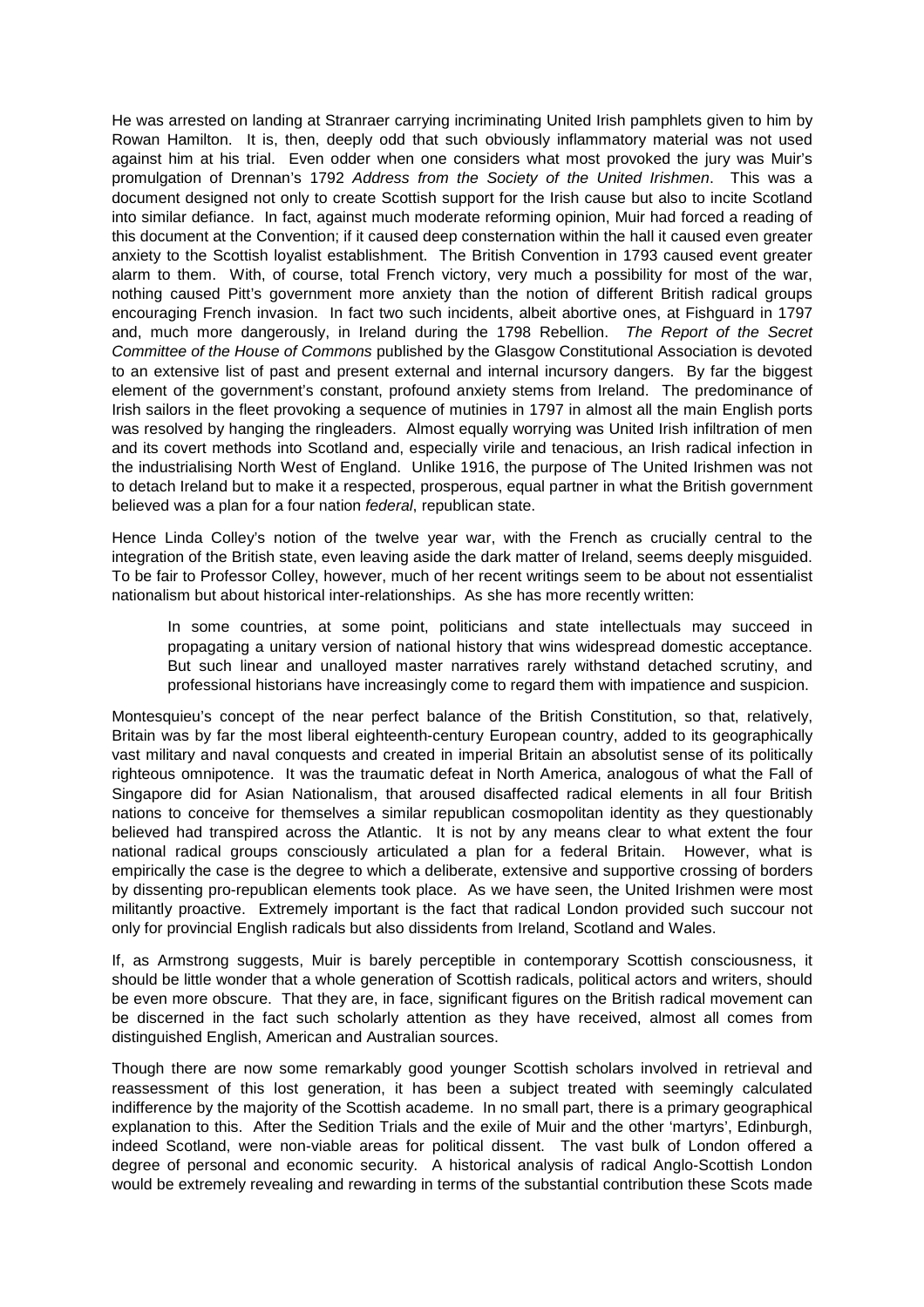He was arrested on landing at Stranraer carrying incriminating United Irish pamphlets given to him by Rowan Hamilton. It is, then, deeply odd that such obviously inflammatory material was not used against him at his trial. Even odder when one considers what most provoked the jury was Muir's promulgation of Drennan's 1792 *Address from the Society of the United Irishmen*. This was a document designed not only to create Scottish support for the Irish cause but also to incite Scotland into similar defiance. In fact, against much moderate reforming opinion, Muir had forced a reading of this document at the Convention; if it caused deep consternation within the hall it caused even greater anxiety to the Scottish loyalist establishment. The British Convention in 1793 caused event greater alarm to them. With, of course, total French victory, very much a possibility for most of the war, nothing caused Pitt's government more anxiety than the notion of different British radical groups encouraging French invasion. In fact two such incidents, albeit abortive ones, at Fishguard in 1797 and, much more dangerously, in Ireland during the 1798 Rebellion. *The Report of the Secret Committee of the House of Commons* published by the Glasgow Constitutional Association is devoted to an extensive list of past and present external and internal incursory dangers. By far the biggest element of the government's constant, profound anxiety stems from Ireland. The predominance of Irish sailors in the fleet provoking a sequence of mutinies in 1797 in almost all the main English ports was resolved by hanging the ringleaders. Almost equally worrying was United Irish infiltration of men and its covert methods into Scotland and, especially virile and tenacious, an Irish radical infection in the industrialising North West of England. Unlike 1916, the purpose of The United Irishmen was not to detach Ireland but to make it a respected, prosperous, equal partner in what the British government believed was a plan for a four nation *federal*, republican state.

Hence Linda Colley's notion of the twelve year war, with the French as crucially central to the integration of the British state, even leaving aside the dark matter of Ireland, seems deeply misguided. To be fair to Professor Colley, however, much of her recent writings seem to be about not essentialist nationalism but about historical inter-relationships. As she has more recently written:

> In some countries, at some point, politicians and state intellectuals may succeed in propagating a unitary version of national history that wins widespread domestic acceptance. But such linear and unalloyed master narratives rarely withstand detached scrutiny, and professional historians have increasingly come to regard them with impatience and suspicion.

Montesquieu's concept of the near perfect balance of the British Constitution, so that, relatively, Britain was by far the most liberal eighteenth-century European country, added to its geographically vast military and naval conquests and created in imperial Britain an absolutist sense of its politically righteous omnipotence. It was the traumatic defeat in North America, analogous of what the Fall of Singapore did for Asian Nationalism, that aroused disaffected radical elements in all four British nations to conceive for themselves a similar republican cosmopolitan identity as they questionably believed had transpired across the Atlantic. It is not by any means clear to what extent the four national radical groups consciously articulated a plan for a federal Britain. However, what is empirically the case is the degree to which a deliberate, extensive and supportive crossing of borders by dissenting pro-republican elements took place. As we have seen, the United Irishmen were most militantly proactive. Extremely important is the fact that radical London provided such succour not only for provincial English radicals but also dissidents from Ireland, Scotland and Wales.

If, as Armstrong suggests, Muir is barely perceptible in contemporary Scottish consciousness, it should be little wonder that a whole generation of Scottish radicals, political actors and writers, should be even more obscure. That they are, in face, significant figures on the British radical movement can be discerned in the fact such scholarly attention as they have received, almost all comes from distinguished English, American and Australian sources.

Though there are now some remarkably good younger Scottish scholars involved in retrieval and reassessment of this lost generation, it has been a subject treated with seemingly calculated indifference by the majority of the Scottish academe. In no small part, there is a primary geographical explanation to this. After the Sedition Trials and the exile of Muir and the other 'martyrs', Edinburgh, indeed Scotland, were non-viable areas for political dissent. The vast bulk of London offered a degree of personal and economic security. A historical analysis of radical Anglo-Scottish London would be extremely revealing and rewarding in terms of the substantial contribution these Scots made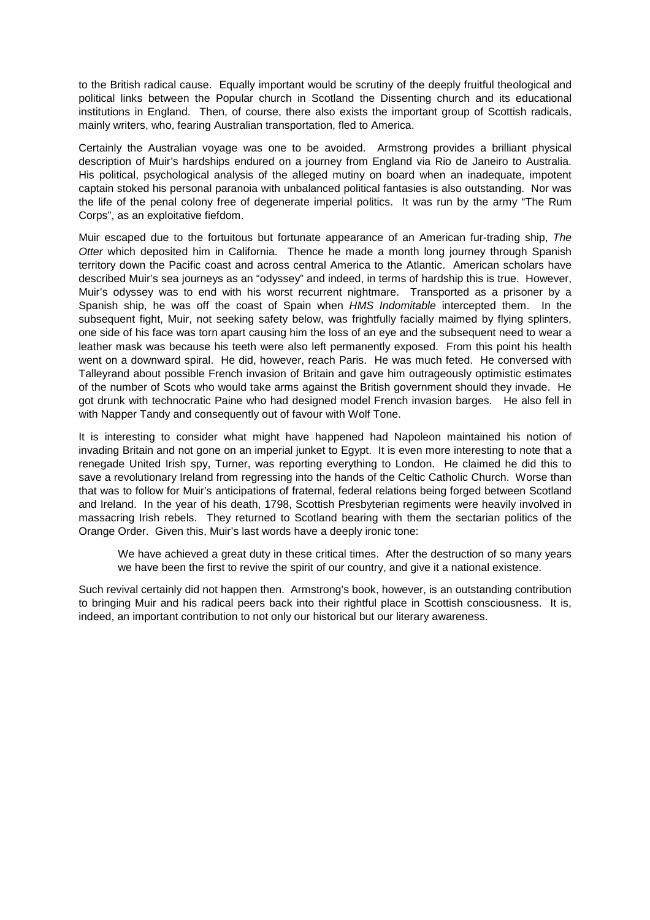to the British radical cause. Equally important would be scrutiny of the deeply fruitful theological and political links between the Popular church in Scotland the Dissenting church and its educational institutions in England. Then, of course, there also exists the important group of Scottish radicals, mainly writers, who, fearing Australian transportation, fled to America.

Certainly the Australian voyage was one to be avoided. Armstrong provides a brilliant physical description of Muir's hardships endured on a journey from England via Rio de Janeiro to Australia. His political, psychological analysis of the alleged mutiny on board when an inadequate, impotent captain stoked his personal paranoia with unbalanced political fantasies is also outstanding. Nor was the life of the penal colony free of degenerate imperial politics. It was run by the army "The Rum Corps", as an exploitative fiefdom.

Muir escaped due to the fortuitous but fortunate appearance of an American fur-trading ship, *The Otter* which deposited him in California. Thence he made a month long journey through Spanish territory down the Pacific coast and across central America to the Atlantic. American scholars have described Muir's sea journeys as an "odyssey" and indeed, in terms of hardship this is true. However, Muir's odyssey was to end with his worst recurrent nightmare. Transported as a prisoner by a Spanish ship, he was off the coast of Spain when *HMS Indomitable* intercepted them. In the subsequent fight, Muir, not seeking safety below, was frightfully facially maimed by flying splinters, one side of his face was torn apart causing him the loss of an eye and the subsequent need to wear a leather mask was because his teeth were also left permanently exposed. From this point his health went on a downward spiral. He did, however, reach Paris. He was much feted. He conversed with Talleyrand about possible French invasion of Britain and gave him outrageously optimistic estimates of the number of Scots who would take arms against the British government should they invade. He got drunk with technocratic Paine who had designed model French invasion barges. He also fell in with Napper Tandy and consequently out of favour with Wolf Tone.

It is interesting to consider what might have happened had Napoleon maintained his notion of invading Britain and not gone on an imperial junket to Egypt. It is even more interesting to note that a renegade United Irish spy, Turner, was reporting everything to London. He claimed he did this to save a revolutionary Ireland from regressing into the hands of the Celtic Catholic Church. Worse than that was to follow for Muir's anticipations of fraternal, federal relations being forged between Scotland and Ireland. In the year of his death, 1798, Scottish Presbyterian regiments were heavily involved in massacring Irish rebels. They returned to Scotland bearing with them the sectarian politics of the Orange Order. Given this, Muir's last words have a deeply ironic tone:

> We have achieved a great duty in these critical times. After the destruction of so many years we have been the first to revive the spirit of our country, and give it a national existence.

Such revival certainly did not happen then. Armstrong's book, however, is an outstanding contribution to bringing Muir and his radical peers back into their rightful place in Scottish consciousness. It is, indeed, an important contribution to not only our historical but our literary awareness.